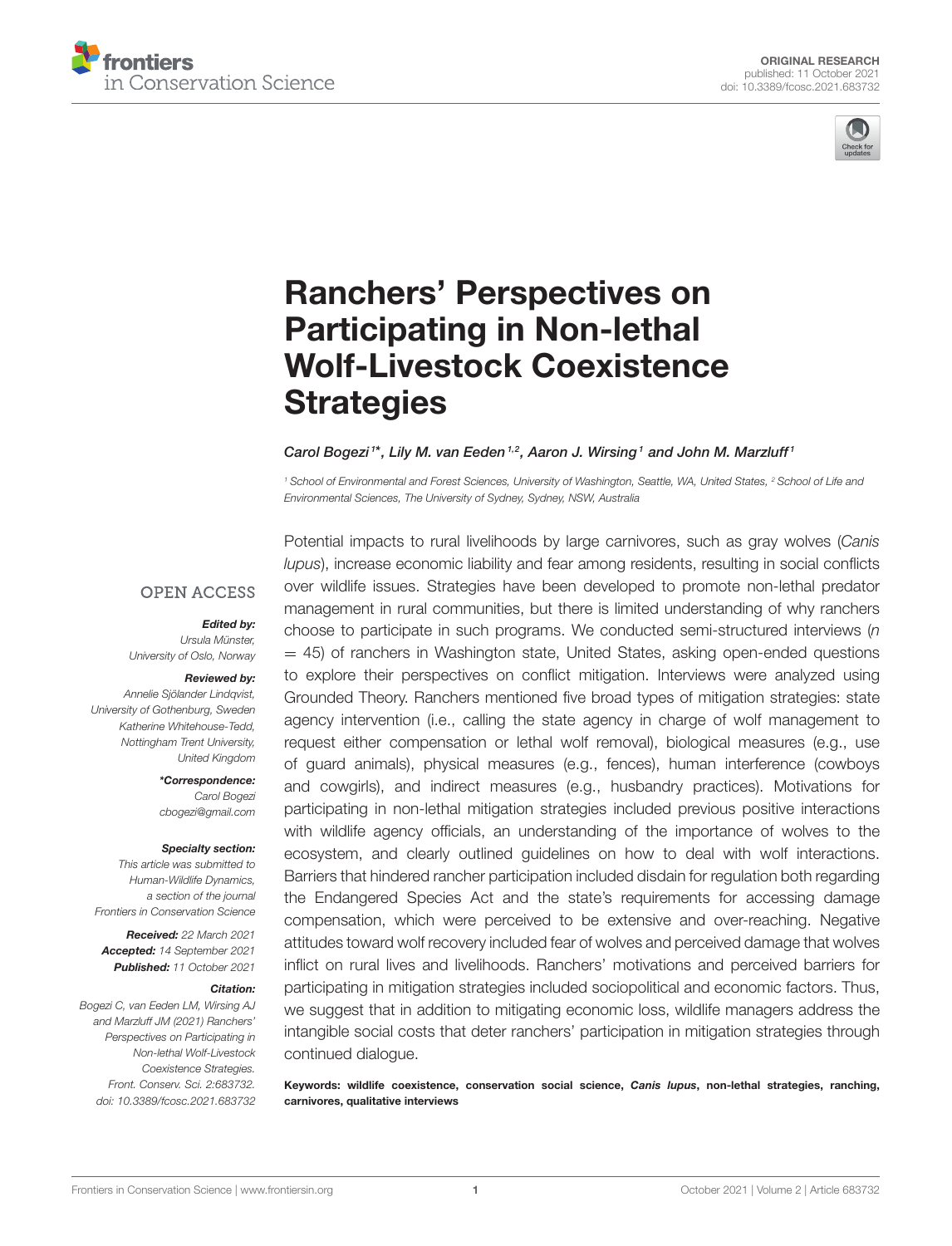ORIGINAL RESEARCH
published: 11 October 2021
doi: 10.3389/fcosc.2021.683732

# Ranchers' Perspectives on Participating in Non-lethal Wolf-Livestock Coexistence Strategies

*Carol Bogezi[1]\*, Lily M. van Eeden[1,2], Aaron J. Wirsing[1] and John M. Marzluff[1]*

[1] School of Environmental and Forest Sciences, University of Washington, Seattle, WA, United States, [2] School of Life and Environmental Sciences, The University of Sydney, Sydney, NSW, Australia

OPEN ACCESS

***Edited by:***
Ursula Münster,
University of Oslo, Norway

***Reviewed by:***
Annelie Sjölander Lindqvist,
University of Gothenburg, Sweden
Katherine Whitehouse-Tedd,
Nottingham Trent University,
United Kingdom

***\*Correspondence:***
Carol Bogezi
cbogezi@gmail.com

***Specialty section:***
This article was submitted to Human-Wildlife Dynamics, a section of the journal Frontiers in Conservation Science

***Received:*** 22 March 2021
***Accepted:*** 14 September 2021
***Published:*** 11 October 2021

***Citation:***
Bogezi C, van Eeden LM, Wirsing AJ and Marzluff JM (2021) Ranchers' Perspectives on Participating in Non-lethal Wolf-Livestock Coexistence Strategies. Front. Conserv. Sci. 2:683732. doi: 10.3389/fcosc.2021.683732

Potential impacts to rural livelihoods by large carnivores, such as gray wolves (*Canis lupus*), increase economic liability and fear among residents, resulting in social conflicts over wildlife issues. Strategies have been developed to promote non-lethal predator management in rural communities, but there is limited understanding of why ranchers choose to participate in such programs. We conducted semi-structured interviews ($n = 45$) of ranchers in Washington state, United States, asking open-ended questions to explore their perspectives on conflict mitigation. Interviews were analyzed using Grounded Theory. Ranchers mentioned five broad types of mitigation strategies: state agency intervention (i.e., calling the state agency in charge of wolf management to request either compensation or lethal wolf removal), biological measures (e.g., use of guard animals), physical measures (e.g., fences), human interference (cowboys and cowgirls), and indirect measures (e.g., husbandry practices). Motivations for participating in non-lethal mitigation strategies included previous positive interactions with wildlife agency officials, an understanding of the importance of wolves to the ecosystem, and clearly outlined guidelines on how to deal with wolf interactions. Barriers that hindered rancher participation included disdain for regulation both regarding the Endangered Species Act and the state's requirements for accessing damage compensation, which were perceived to be extensive and over-reaching. Negative attitudes toward wolf recovery included fear of wolves and perceived damage that wolves inflict on rural lives and livelihoods. Ranchers' motivations and perceived barriers for participating in mitigation strategies included sociopolitical and economic factors. Thus, we suggest that in addition to mitigating economic loss, wildlife managers address the intangible social costs that deter ranchers' participation in mitigation strategies through continued dialogue.

**Keywords: wildlife coexistence, conservation social science, *Canis lupus*, non-lethal strategies, ranching, carnivores, qualitative interviews**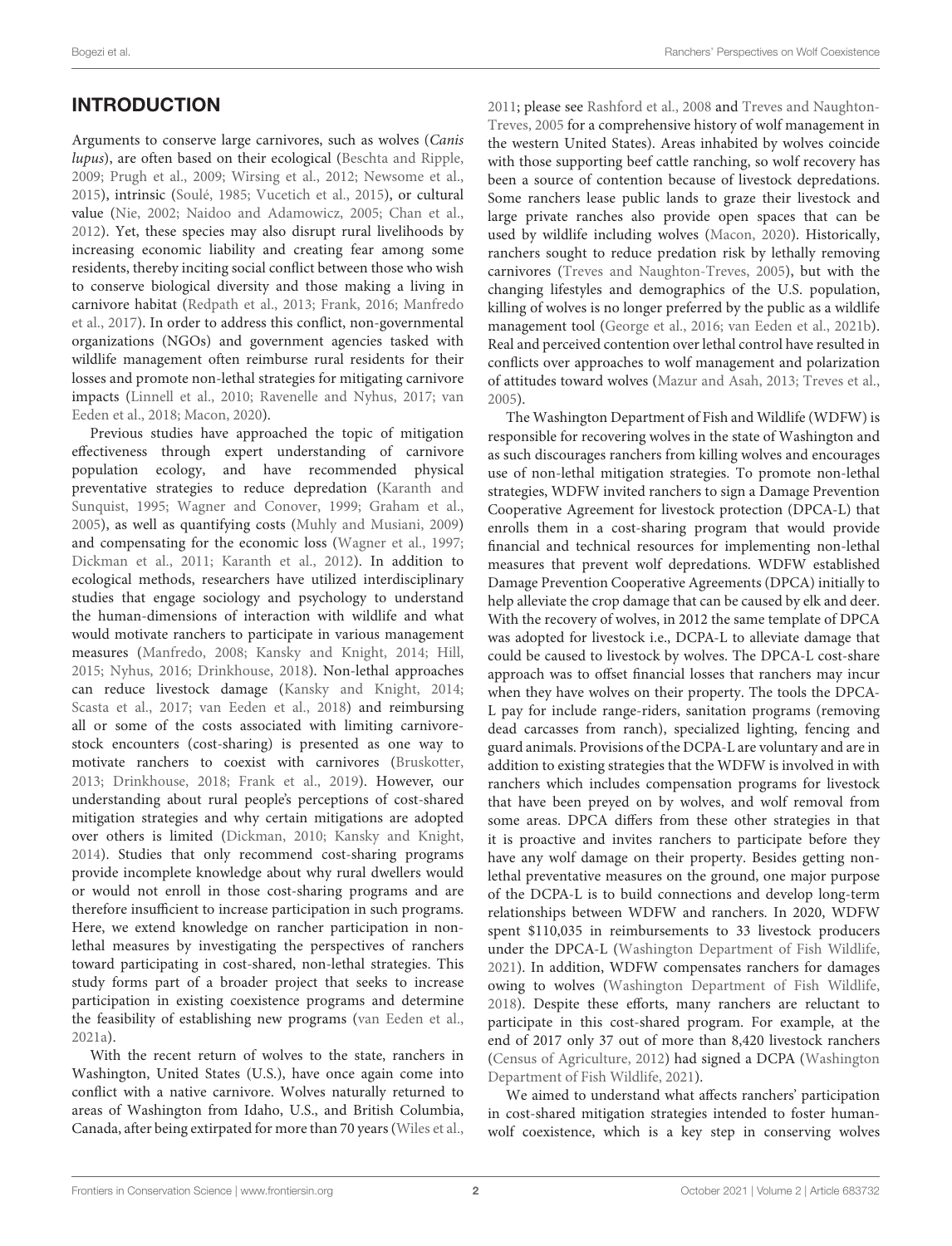## INTRODUCTION

Arguments to conserve large carnivores, such as wolves (*Canis lupus*), are often based on their ecological (Beschta and Ripple, 2009; Prugh et al., 2009; Wirsing et al., 2012; Newsome et al., 2015), intrinsic (Soulé, 1985; Vucetich et al., 2015), or cultural value (Nie, 2002; Naidoo and Adamowicz, 2005; Chan et al., 2012). Yet, these species may also disrupt rural livelihoods by increasing economic liability and creating fear among some residents, thereby inciting social conflict between those who wish to conserve biological diversity and those making a living in carnivore habitat (Redpath et al., 2013; Frank, 2016; Manfredo et al., 2017). In order to address this conflict, non-governmental organizations (NGOs) and government agencies tasked with wildlife management often reimburse rural residents for their losses and promote non-lethal strategies for mitigating carnivore impacts (Linnell et al., 2010; Ravenelle and Nyhus, 2017; van Eeden et al., 2018; Macon, 2020).

Previous studies have approached the topic of mitigation effectiveness through expert understanding of carnivore population ecology, and have recommended physical preventative strategies to reduce depredation (Karanth and Sunquist, 1995; Wagner and Conover, 1999; Graham et al., 2005), as well as quantifying costs (Muhly and Musiani, 2009) and compensating for the economic loss (Wagner et al., 1997; Dickman et al., 2011; Karanth et al., 2012). In addition to ecological methods, researchers have utilized interdisciplinary studies that engage sociology and psychology to understand the human-dimensions of interaction with wildlife and what would motivate ranchers to participate in various management measures (Manfredo, 2008; Kansky and Knight, 2014; Hill, 2015; Nyhus, 2016; Drinkhouse, 2018). Non-lethal approaches can reduce livestock damage (Kansky and Knight, 2014; Scasta et al., 2017; van Eeden et al., 2018) and reimbursing all or some of the costs associated with limiting carnivore-stock encounters (cost-sharing) is presented as one way to motivate ranchers to coexist with carnivores (Bruskotter, 2013; Drinkhouse, 2018; Frank et al., 2019). However, our understanding about rural people's perceptions of cost-shared mitigation strategies and why certain mitigations are adopted over others is limited (Dickman, 2010; Kansky and Knight, 2014). Studies that only recommend cost-sharing programs provide incomplete knowledge about why rural dwellers would or would not enroll in those cost-sharing programs and are therefore insufficient to increase participation in such programs. Here, we extend knowledge on rancher participation in non-lethal measures by investigating the perspectives of ranchers toward participating in cost-shared, non-lethal strategies. This study forms part of a broader project that seeks to increase participation in existing coexistence programs and determine the feasibility of establishing new programs (van Eeden et al., 2021a).

With the recent return of wolves to the state, ranchers in Washington, United States (U.S.), have once again come into conflict with a native carnivore. Wolves naturally returned to areas of Washington from Idaho, U.S., and British Columbia, Canada, after being extirpated for more than 70 years (Wiles et al., 2011; please see Rashford et al., 2008 and Treves and Naughton-Treves, 2005 for a comprehensive history of wolf management in the western United States). Areas inhabited by wolves coincide with those supporting beef cattle ranching, so wolf recovery has been a source of contention because of livestock depredations. Some ranchers lease public lands to graze their livestock and large private ranches also provide open spaces that can be used by wildlife including wolves (Macon, 2020). Historically, ranchers sought to reduce predation risk by lethally removing carnivores (Treves and Naughton-Treves, 2005), but with the changing lifestyles and demographics of the U.S. population, killing of wolves is no longer preferred by the public as a wildlife management tool (George et al., 2016; van Eeden et al., 2021b). Real and perceived contention over lethal control have resulted in conflicts over approaches to wolf management and polarization of attitudes toward wolves (Mazur and Asah, 2013; Treves et al., 2005).

The Washington Department of Fish and Wildlife (WDFW) is responsible for recovering wolves in the state of Washington and as such discourages ranchers from killing wolves and encourages use of non-lethal mitigation strategies. To promote non-lethal strategies, WDFW invited ranchers to sign a Damage Prevention Cooperative Agreement for livestock protection (DPCA-L) that enrolls them in a cost-sharing program that would provide financial and technical resources for implementing non-lethal measures that prevent wolf depredations. WDFW established Damage Prevention Cooperative Agreements (DPCA) initially to help alleviate the crop damage that can be caused by elk and deer. With the recovery of wolves, in 2012 the same template of DPCA was adopted for livestock i.e., DCPA-L to alleviate damage that could be caused to livestock by wolves. The DCPA-L cost-share approach was to offset financial losses that ranchers may incur when they have wolves on their property. The tools the DPCA-L pay for include range-riders, sanitation programs (removing dead carcasses from ranch), specialized lighting, fencing and guard animals. Provisions of the DCPA-L are voluntary and are in addition to existing strategies that the WDFW is involved in with ranchers which includes compensation programs for livestock that have been preyed on by wolves, and wolf removal from some areas. DPCA differs from these other strategies in that it is proactive and invites ranchers to participate before they have any wolf damage on their property. Besides getting non-lethal preventative measures on the ground, one major purpose of the DCPA-L is to build connections and develop long-term relationships between WDFW and ranchers. In 2020, WDFW spent $110,035 in reimbursements to 33 livestock producers under the DPCA-L (Washington Department of Fish Wildlife, 2021). In addition, WDFW compensates ranchers for damages owing to wolves (Washington Department of Fish Wildlife, 2018). Despite these efforts, many ranchers are reluctant to participate in this cost-shared program. For example, at the end of 2017 only 37 out of more than 8,420 livestock ranchers (Census of Agriculture, 2012) had signed a DCPA (Washington Department of Fish Wildlife, 2021).

We aimed to understand what affects ranchers' participation in cost-shared mitigation strategies intended to foster human-wolf coexistence, which is a key step in conserving wolves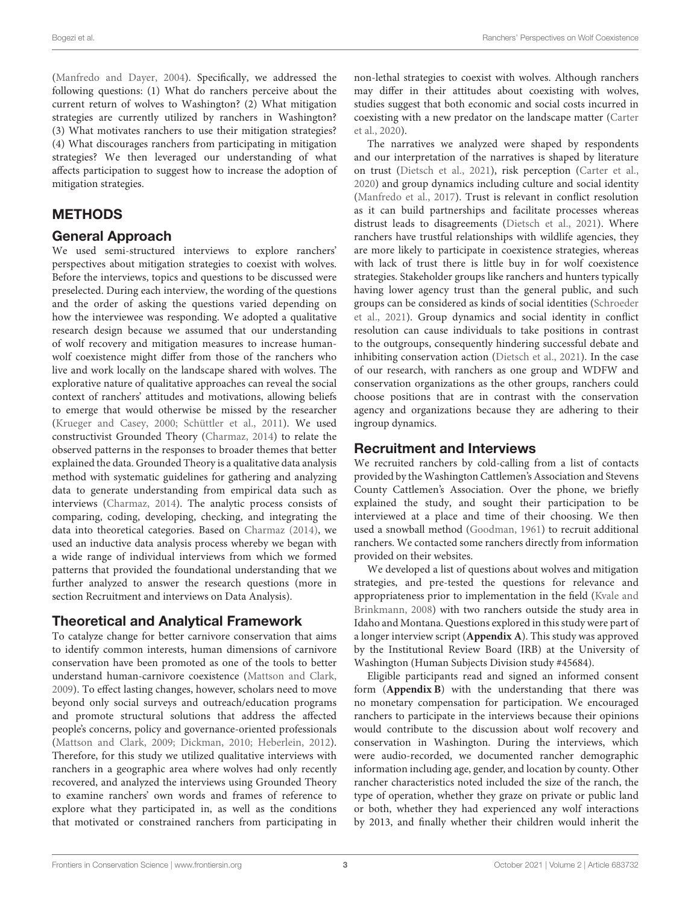(Manfredo and Dayer, 2004). Specifically, we addressed the following questions: (1) What do ranchers perceive about the current return of wolves to Washington? (2) What mitigation strategies are currently utilized by ranchers in Washington? (3) What motivates ranchers to use their mitigation strategies? (4) What discourages ranchers from participating in mitigation strategies? We then leveraged our understanding of what affects participation to suggest how to increase the adoption of mitigation strategies.

## METHODS

### General Approach

We used semi-structured interviews to explore ranchers' perspectives about mitigation strategies to coexist with wolves. Before the interviews, topics and questions to be discussed were preselected. During each interview, the wording of the questions and the order of asking the questions varied depending on how the interviewee was responding. We adopted a qualitative research design because we assumed that our understanding of wolf recovery and mitigation measures to increase human-wolf coexistence might differ from those of the ranchers who live and work locally on the landscape shared with wolves. The explorative nature of qualitative approaches can reveal the social context of ranchers' attitudes and motivations, allowing beliefs to emerge that would otherwise be missed by the researcher (Krueger and Casey, 2000; Schüttler et al., 2011). We used constructivist Grounded Theory (Charmaz, 2014) to relate the observed patterns in the responses to broader themes that better explained the data. Grounded Theory is a qualitative data analysis method with systematic guidelines for gathering and analyzing data to generate understanding from empirical data such as interviews (Charmaz, 2014). The analytic process consists of comparing, coding, developing, checking, and integrating the data into theoretical categories. Based on Charmaz (2014), we used an inductive data analysis process whereby we began with a wide range of individual interviews from which we formed patterns that provided the foundational understanding that we further analyzed to answer the research questions (more in section Recruitment and interviews on Data Analysis).

### Theoretical and Analytical Framework

To catalyze change for better carnivore conservation that aims to identify common interests, human dimensions of carnivore conservation have been promoted as one of the tools to better understand human-carnivore coexistence (Mattson and Clark, 2009). To effect lasting changes, however, scholars need to move beyond only social surveys and outreach/education programs and promote structural solutions that address the affected people's concerns, policy and governance-oriented professionals (Mattson and Clark, 2009; Dickman, 2010; Heberlein, 2012). Therefore, for this study we utilized qualitative interviews with ranchers in a geographic area where wolves had only recently recovered, and analyzed the interviews using Grounded Theory to examine ranchers' own words and frames of reference to explore what they participated in, as well as the conditions that motivated or constrained ranchers from participating in non-lethal strategies to coexist with wolves. Although ranchers may differ in their attitudes about coexisting with wolves, studies suggest that both economic and social costs incurred in coexisting with a new predator on the landscape matter (Carter et al., 2020).

The narratives we analyzed were shaped by respondents and our interpretation of the narratives is shaped by literature on trust (Dietsch et al., 2021), risk perception (Carter et al., 2020) and group dynamics including culture and social identity (Manfredo et al., 2017). Trust is relevant in conflict resolution as it can build partnerships and facilitate processes whereas distrust leads to disagreements (Dietsch et al., 2021). Where ranchers have trustful relationships with wildlife agencies, they are more likely to participate in coexistence strategies, whereas with lack of trust there is little buy in for wolf coexistence strategies. Stakeholder groups like ranchers and hunters typically having lower agency trust than the general public, and such groups can be considered as kinds of social identities (Schroeder et al., 2021). Group dynamics and social identity in conflict resolution can cause individuals to take positions in contrast to the outgroups, consequently hindering successful debate and inhibiting conservation action (Dietsch et al., 2021). In the case of our research, with ranchers as one group and WDFW and conservation organizations as the other groups, ranchers could choose positions that are in contrast with the conservation agency and organizations because they are adhering to their ingroup dynamics.

### Recruitment and Interviews

We recruited ranchers by cold-calling from a list of contacts provided by the Washington Cattlemen's Association and Stevens County Cattlemen's Association. Over the phone, we briefly explained the study, and sought their participation to be interviewed at a place and time of their choosing. We then used a snowball method (Goodman, 1961) to recruit additional ranchers. We contacted some ranchers directly from information provided on their websites.

We developed a list of questions about wolves and mitigation strategies, and pre-tested the questions for relevance and appropriateness prior to implementation in the field (Kvale and Brinkmann, 2008) with two ranchers outside the study area in Idaho and Montana. Questions explored in this study were part of a longer interview script (**Appendix A**). This study was approved by the Institutional Review Board (IRB) at the University of Washington (Human Subjects Division study #45684).

Eligible participants read and signed an informed consent form (**Appendix B**) with the understanding that there was no monetary compensation for participation. We encouraged ranchers to participate in the interviews because their opinions would contribute to the discussion about wolf recovery and conservation in Washington. During the interviews, which were audio-recorded, we documented rancher demographic information including age, gender, and location by county. Other rancher characteristics noted included the size of the ranch, the type of operation, whether they graze on private or public land or both, whether they had experienced any wolf interactions by 2013, and finally whether their children would inherit the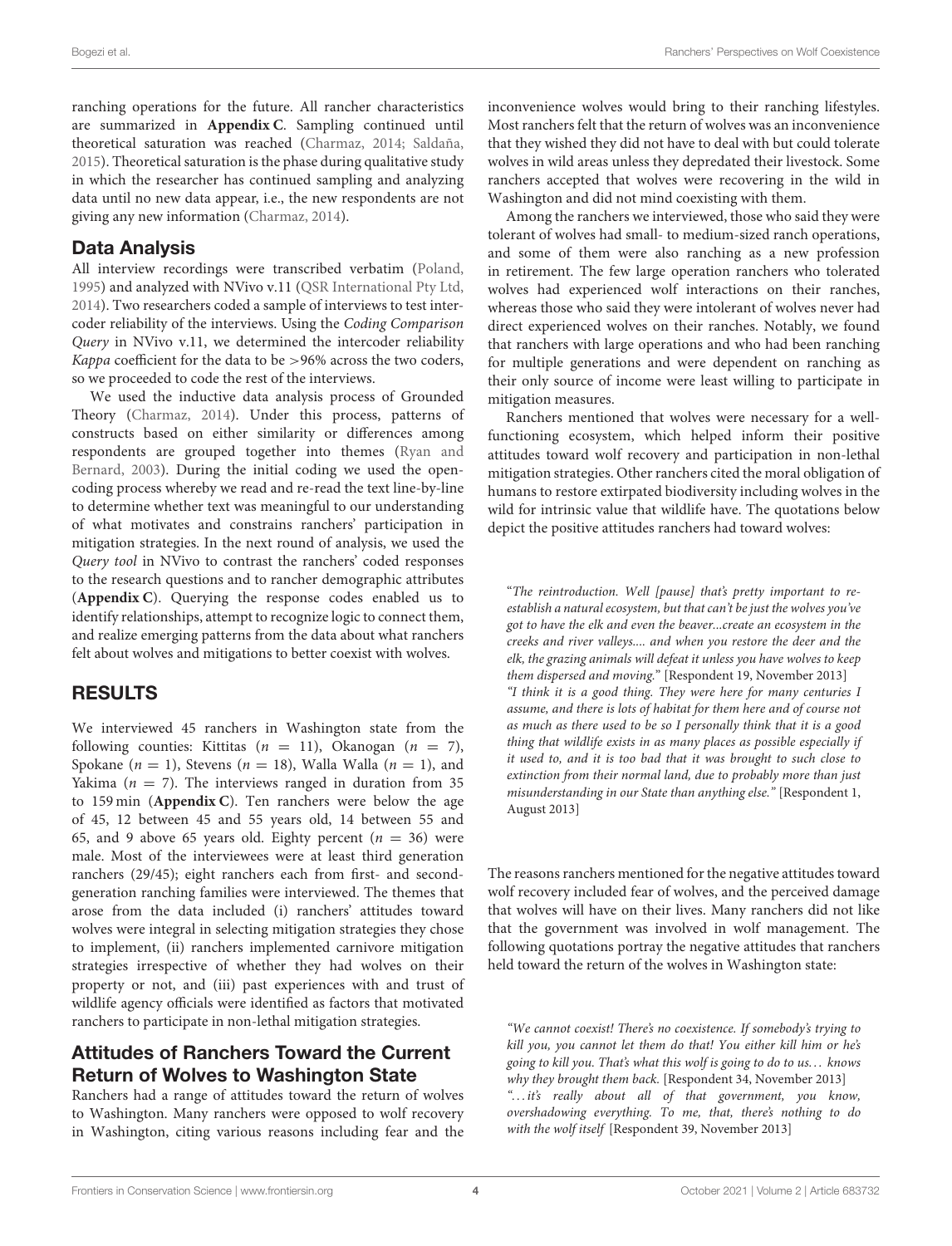ranching operations for the future. All rancher characteristics are summarized in **Appendix C**. Sampling continued until theoretical saturation was reached (Charmaz, 2014; Saldaña, 2015). Theoretical saturation is the phase during qualitative study in which the researcher has continued sampling and analyzing data until no new data appear, i.e., the new respondents are not giving any new information (Charmaz, 2014).

## Data Analysis

All interview recordings were transcribed verbatim (Poland, 1995) and analyzed with NVivo v.11 (QSR International Pty Ltd, 2014). Two researchers coded a sample of interviews to test intercoder reliability of the interviews. Using the *Coding Comparison Query* in NVivo v.11, we determined the intercoder reliability *Kappa* coefficient for the data to be >96% across the two coders, so we proceeded to code the rest of the interviews.

We used the inductive data analysis process of Grounded Theory (Charmaz, 2014). Under this process, patterns of constructs based on either similarity or differences among respondents are grouped together into themes (Ryan and Bernard, 2003). During the initial coding we used the open-coding process whereby we read and re-read the text line-by-line to determine whether text was meaningful to our understanding of what motivates and constrains ranchers' participation in mitigation strategies. In the next round of analysis, we used the *Query tool* in NVivo to contrast the ranchers' coded responses to the research questions and to rancher demographic attributes (**Appendix C**). Querying the response codes enabled us to identify relationships, attempt to recognize logic to connect them, and realize emerging patterns from the data about what ranchers felt about wolves and mitigations to better coexist with wolves.

# RESULTS

We interviewed 45 ranchers in Washington state from the following counties: Kittitas ($n = 11$), Okanogan ($n = 7$), Spokane ($n = 1$), Stevens ($n = 18$), Walla Walla ($n = 1$), and Yakima ($n = 7$). The interviews ranged in duration from 35 to 159 min (**Appendix C**). Ten ranchers were below the age of 45, 12 between 45 and 55 years old, 14 between 55 and 65, and 9 above 65 years old. Eighty percent ($n = 36$) were male. Most of the interviewees were at least third generation ranchers (29/45); eight ranchers each from first- and second-generation ranching families were interviewed. The themes that arose from the data included (i) ranchers' attitudes toward wolves were integral in selecting mitigation strategies they chose to implement, (ii) ranchers implemented carnivore mitigation strategies irrespective of whether they had wolves on their property or not, and (iii) past experiences with and trust of wildlife agency officials were identified as factors that motivated ranchers to participate in non-lethal mitigation strategies.

## Attitudes of Ranchers Toward the Current Return of Wolves to Washington State

Ranchers had a range of attitudes toward the return of wolves to Washington. Many ranchers were opposed to wolf recovery in Washington, citing various reasons including fear and the inconvenience wolves would bring to their ranching lifestyles. Most ranchers felt that the return of wolves was an inconvenience that they wished they did not have to deal with but could tolerate wolves in wild areas unless they depredated their livestock. Some ranchers accepted that wolves were recovering in the wild in Washington and did not mind coexisting with them.

Among the ranchers we interviewed, those who said they were tolerant of wolves had small- to medium-sized ranch operations, and some of them were also ranching as a new profession in retirement. The few large operation ranchers who tolerated wolves had experienced wolf interactions on their ranches, whereas those who said they were intolerant of wolves never had direct experienced wolves on their ranches. Notably, we found that ranchers with large operations and who had been ranching for multiple generations and were dependent on ranching as their only source of income were least willing to participate in mitigation measures.

Ranchers mentioned that wolves were necessary for a well-functioning ecosystem, which helped inform their positive attitudes toward wolf recovery and participation in non-lethal mitigation strategies. Other ranchers cited the moral obligation of humans to restore extirpated biodiversity including wolves in the wild for intrinsic value that wildlife have. The quotations below depict the positive attitudes ranchers had toward wolves:

"*The reintroduction. Well [pause] that's pretty important to re-establish a natural ecosystem, but that can't be just the wolves you've got to have the elk and even the beaver...create an ecosystem in the creeks and river valleys.... and when you restore the deer and the elk, the grazing animals will defeat it unless you have wolves to keep them dispersed and moving.*" [Respondent 19, November 2013]
"*I think it is a good thing. They were here for many centuries I assume, and there is lots of habitat for them here and of course not as much as there used to be so I personally think that it is a good thing that wildlife exists in as many places as possible especially if it used to, and it is too bad that it was brought to such close to extinction from their normal land, due to probably more than just misunderstanding in our State than anything else.*" [Respondent 1, August 2013]

The reasons ranchers mentioned for the negative attitudes toward wolf recovery included fear of wolves, and the perceived damage that wolves will have on their lives. Many ranchers did not like that the government was involved in wolf management. The following quotations portray the negative attitudes that ranchers held toward the return of the wolves in Washington state:

"*We cannot coexist! There's no coexistence. If somebody's trying to kill you, you cannot let them do that! You either kill him or he's going to kill you. That's what this wolf is going to do to us... knows why they brought them back.* [Respondent 34, November 2013]
"*...it's really about all of that government, you know, overshadowing everything. To me, that, there's nothing to do with the wolf itself* [Respondent 39, November 2013]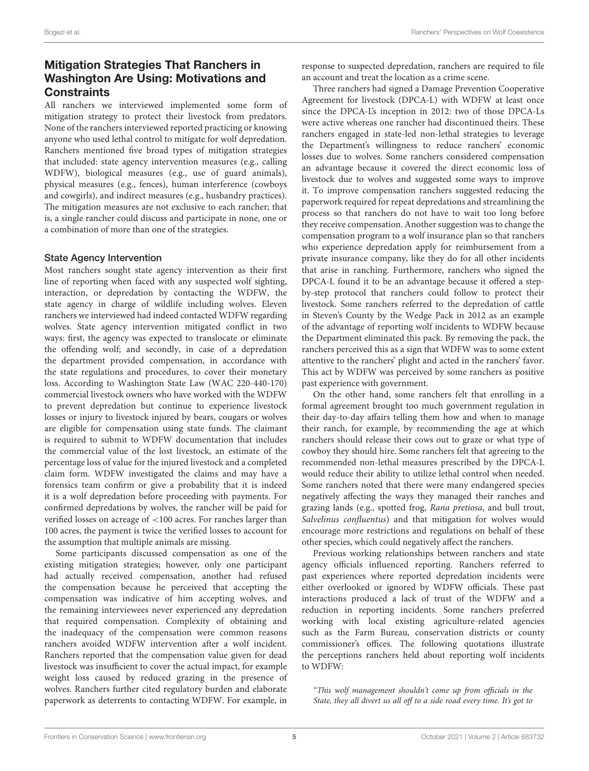## Mitigation Strategies That Ranchers in Washington Are Using: Motivations and Constraints

All ranchers we interviewed implemented some form of mitigation strategy to protect their livestock from predators. None of the ranchers interviewed reported practicing or knowing anyone who used lethal control to mitigate for wolf depredation. Ranchers mentioned five broad types of mitigation strategies that included: state agency intervention measures (e.g., calling WDFW), biological measures (e.g., use of guard animals), physical measures (e.g., fences), human interference (cowboys and cowgirls), and indirect measures (e.g., husbandry practices). The mitigation measures are not exclusive to each rancher; that is, a single rancher could discuss and participate in none, one or a combination of more than one of the strategies.

### State Agency Intervention

Most ranchers sought state agency intervention as their first line of reporting when faced with any suspected wolf sighting, interaction, or depredation by contacting the WDFW, the state agency in charge of wildlife including wolves. Eleven ranchers we interviewed had indeed contacted WDFW regarding wolves. State agency intervention mitigated conflict in two ways: first, the agency was expected to translocate or eliminate the offending wolf; and secondly, in case of a depredation the department provided compensation, in accordance with the state regulations and procedures, to cover their monetary loss. According to Washington State Law (WAC 220-440-170) commercial livestock owners who have worked with the WDFW to prevent depredation but continue to experience livestock losses or injury to livestock injured by bears, cougars or wolves are eligible for compensation using state funds. The claimant is required to submit to WDFW documentation that includes the commercial value of the lost livestock, an estimate of the percentage loss of value for the injured livestock and a completed claim form. WDFW investigated the claims and may have a forensics team confirm or give a probability that it is indeed it is a wolf depredation before proceeding with payments. For confirmed depredations by wolves, the rancher will be paid for verified losses on acreage of <100 acres. For ranches larger than 100 acres, the payment is twice the verified losses to account for the assumption that multiple animals are missing.

Some participants discussed compensation as one of the existing mitigation strategies; however, only one participant had actually received compensation, another had refused the compensation because he perceived that accepting the compensation was indicative of him accepting wolves, and the remaining interviewees never experienced any depredation that required compensation. Complexity of obtaining and the inadequacy of the compensation were common reasons ranchers avoided WDFW intervention after a wolf incident. Ranchers reported that the compensation value given for dead livestock was insufficient to cover the actual impact, for example weight loss caused by reduced grazing in the presence of wolves. Ranchers further cited regulatory burden and elaborate paperwork as deterrents to contacting WDFW. For example, in response to suspected depredation, ranchers are required to file an account and treat the location as a crime scene.

Three ranchers had signed a Damage Prevention Cooperative Agreement for livestock (DPCA-L) with WDFW at least once since the DPCA-L's inception in 2012: two of those DPCA-Ls were active whereas one rancher had discontinued theirs. These ranchers engaged in state-led non-lethal strategies to leverage the Department's willingness to reduce ranchers' economic losses due to wolves. Some ranchers considered compensation an advantage because it covered the direct economic loss of livestock due to wolves and suggested some ways to improve it. To improve compensation ranchers suggested reducing the paperwork required for repeat depredations and streamlining the process so that ranchers do not have to wait too long before they receive compensation. Another suggestion was to change the compensation program to a wolf insurance plan so that ranchers who experience depredation apply for reimbursement from a private insurance company, like they do for all other incidents that arise in ranching. Furthermore, ranchers who signed the DPCA-L found it to be an advantage because it offered a step-by-step protocol that ranchers could follow to protect their livestock. Some ranchers referred to the depredation of cattle in Steven's County by the Wedge Pack in 2012 as an example of the advantage of reporting wolf incidents to WDFW because the Department eliminated this pack. By removing the pack, the ranchers perceived this as a sign that WDFW was to some extent attentive to the ranchers' plight and acted in the ranchers' favor. This act by WDFW was perceived by some ranchers as positive past experience with government.

On the other hand, some ranchers felt that enrolling in a formal agreement brought too much government regulation in their day-to-day affairs telling them how and when to manage their ranch, for example, by recommending the age at which ranchers should release their cows out to graze or what type of cowboy they should hire. Some ranchers felt that agreeing to the recommended non-lethal measures prescribed by the DPCA-L would reduce their ability to utilize lethal control when needed. Some ranchers noted that there were many endangered species negatively affecting the ways they managed their ranches and grazing lands (e.g., spotted frog, *Rana pretiosa*, and bull trout, *Salvelinus confluentus*) and that mitigation for wolves would encourage more restrictions and regulations on behalf of these other species, which could negatively affect the ranchers.

Previous working relationships between ranchers and state agency officials influenced reporting. Ranchers referred to past experiences where reported depredation incidents were either overlooked or ignored by WDFW officials. These past interactions produced a lack of trust of the WDFW and a reduction in reporting incidents. Some ranchers preferred working with local existing agriculture-related agencies such as the Farm Bureau, conservation districts or county commissioner's offices. The following quotations illustrate the perceptions ranchers held about reporting wolf incidents to WDFW:

"*This wolf management shouldn't come up from officials in the State, they all divert us all off to a side road every time. It's got to*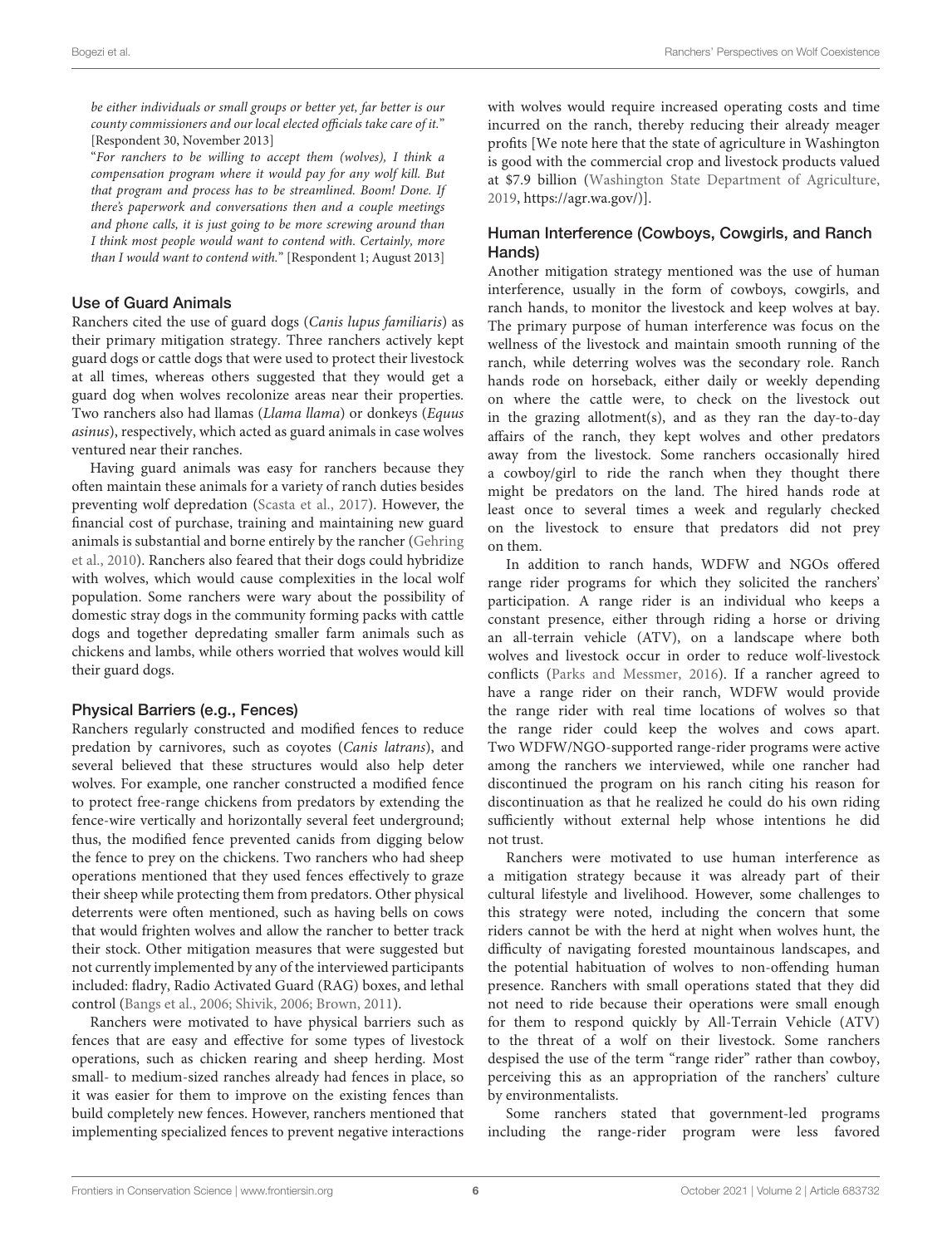*be either individuals or small groups or better yet, far better is our county commissioners and our local elected officials take care of it."* [Respondent 30, November 2013]

"*For ranchers to be willing to accept them (wolves), I think a compensation program where it would pay for any wolf kill. But that program and process has to be streamlined. Boom! Done. If there's paperwork and conversations then and a couple meetings and phone calls, it is just going to be more screwing around than I think most people would want to contend with. Certainly, more than I would want to contend with.*" [Respondent 1; August 2013]

### Use of Guard Animals

Ranchers cited the use of guard dogs (*Canis lupus familiaris*) as their primary mitigation strategy. Three ranchers actively kept guard dogs or cattle dogs that were used to protect their livestock at all times, whereas others suggested that they would get a guard dog when wolves recolonize areas near their properties. Two ranchers also had llamas (*Llama llama*) or donkeys (*Equus asinus*), respectively, which acted as guard animals in case wolves ventured near their ranches.

Having guard animals was easy for ranchers because they often maintain these animals for a variety of ranch duties besides preventing wolf depredation (Scasta et al., 2017). However, the financial cost of purchase, training and maintaining new guard animals is substantial and borne entirely by the rancher (Gehring et al., 2010). Ranchers also feared that their dogs could hybridize with wolves, which would cause complexities in the local wolf population. Some ranchers were wary about the possibility of domestic stray dogs in the community forming packs with cattle dogs and together depredating smaller farm animals such as chickens and lambs, while others worried that wolves would kill their guard dogs.

### Physical Barriers (e.g., Fences)

Ranchers regularly constructed and modified fences to reduce predation by carnivores, such as coyotes (*Canis latrans*), and several believed that these structures would also help deter wolves. For example, one rancher constructed a modified fence to protect free-range chickens from predators by extending the fence-wire vertically and horizontally several feet underground; thus, the modified fence prevented canids from digging below the fence to prey on the chickens. Two ranchers who had sheep operations mentioned that they used fences effectively to graze their sheep while protecting them from predators. Other physical deterrents were often mentioned, such as having bells on cows that would frighten wolves and allow the rancher to better track their stock. Other mitigation measures that were suggested but not currently implemented by any of the interviewed participants included: fladry, Radio Activated Guard (RAG) boxes, and lethal control (Bangs et al., 2006; Shivik, 2006; Brown, 2011).

Ranchers were motivated to have physical barriers such as fences that are easy and effective for some types of livestock operations, such as chicken rearing and sheep herding. Most small- to medium-sized ranches already had fences in place, so it was easier for them to improve on the existing fences than build completely new fences. However, ranchers mentioned that implementing specialized fences to prevent negative interactions with wolves would require increased operating costs and time incurred on the ranch, thereby reducing their already meager profits [We note here that the state of agriculture in Washington is good with the commercial crop and livestock products valued at $7.9 billion (Washington State Department of Agriculture, 2019, https://agr.wa.gov/)].

### Human Interference (Cowboys, Cowgirls, and Ranch Hands)

Another mitigation strategy mentioned was the use of human interference, usually in the form of cowboys, cowgirls, and ranch hands, to monitor the livestock and keep wolves at bay. The primary purpose of human interference was focus on the wellness of the livestock and maintain smooth running of the ranch, while deterring wolves was the secondary role. Ranch hands rode on horseback, either daily or weekly depending on where the cattle were, to check on the livestock out in the grazing allotment(s), and as they ran the day-to-day affairs of the ranch, they kept wolves and other predators away from the livestock. Some ranchers occasionally hired a cowboy/girl to ride the ranch when they thought there might be predators on the land. The hired hands rode at least once to several times a week and regularly checked on the livestock to ensure that predators did not prey on them.

In addition to ranch hands, WDFW and NGOs offered range rider programs for which they solicited the ranchers' participation. A range rider is an individual who keeps a constant presence, either through riding a horse or driving an all-terrain vehicle (ATV), on a landscape where both wolves and livestock occur in order to reduce wolf-livestock conflicts (Parks and Messmer, 2016). If a rancher agreed to have a range rider on their ranch, WDFW would provide the range rider with real time locations of wolves so that the range rider could keep the wolves and cows apart. Two WDFW/NGO-supported range-rider programs were active among the ranchers we interviewed, while one rancher had discontinued the program on his ranch citing his reason for discontinuation as that he realized he could do his own riding sufficiently without external help whose intentions he did not trust.

Ranchers were motivated to use human interference as a mitigation strategy because it was already part of their cultural lifestyle and livelihood. However, some challenges to this strategy were noted, including the concern that some riders cannot be with the herd at night when wolves hunt, the difficulty of navigating forested mountainous landscapes, and the potential habituation of wolves to non-offending human presence. Ranchers with small operations stated that they did not need to ride because their operations were small enough for them to respond quickly by All-Terrain Vehicle (ATV) to the threat of a wolf on their livestock. Some ranchers despised the use of the term "range rider" rather than cowboy, perceiving this as an appropriation of the ranchers' culture by environmentalists.

Some ranchers stated that government-led programs including the range-rider program were less favored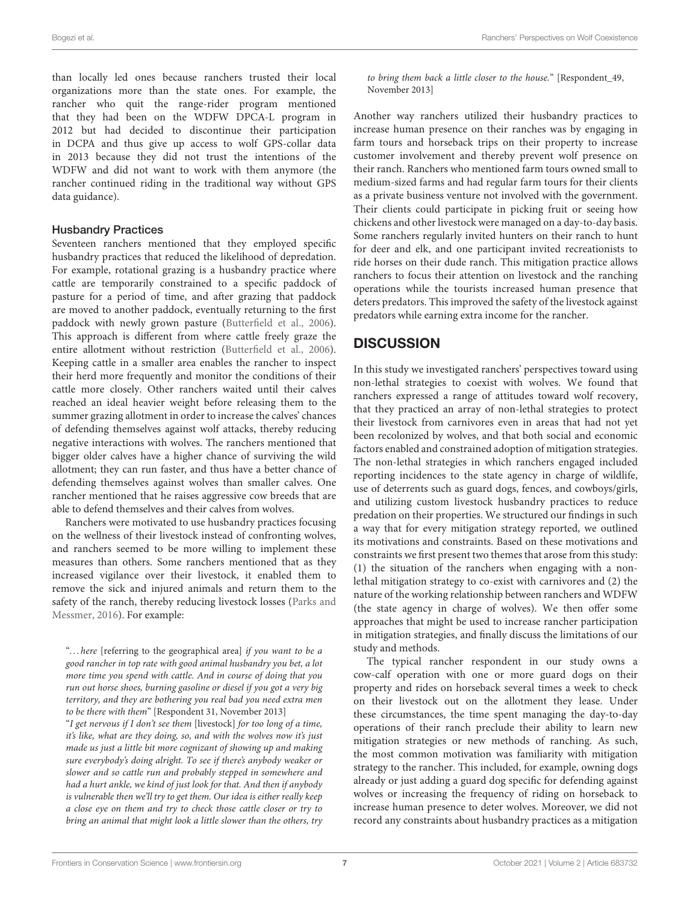than locally led ones because ranchers trusted their local organizations more than the state ones. For example, the rancher who quit the range-rider program mentioned that they had been on the WDFW DPCA-L program in 2012 but had decided to discontinue their participation in DCPA and thus give up access to wolf GPS-collar data in 2013 because they did not trust the intentions of the WDFW and did not want to work with them anymore (the rancher continued riding in the traditional way without GPS data guidance).

### Husbandry Practices

Seventeen ranchers mentioned that they employed specific husbandry practices that reduced the likelihood of depredation. For example, rotational grazing is a husbandry practice where cattle are temporarily constrained to a specific paddock of pasture for a period of time, and after grazing that paddock are moved to another paddock, eventually returning to the first paddock with newly grown pasture (Butterfield et al., 2006). This approach is different from where cattle freely graze the entire allotment without restriction (Butterfield et al., 2006). Keeping cattle in a smaller area enables the rancher to inspect their herd more frequently and monitor the conditions of their cattle more closely. Other ranchers waited until their calves reached an ideal heavier weight before releasing them to the summer grazing allotment in order to increase the calves' chances of defending themselves against wolf attacks, thereby reducing negative interactions with wolves. The ranchers mentioned that bigger older calves have a higher chance of surviving the wild allotment; they can run faster, and thus have a better chance of defending themselves against wolves than smaller calves. One rancher mentioned that he raises aggressive cow breeds that are able to defend themselves and their calves from wolves.

Ranchers were motivated to use husbandry practices focusing on the wellness of their livestock instead of confronting wolves, and ranchers seemed to be more willing to implement these measures than others. Some ranchers mentioned that as they increased vigilance over their livestock, it enabled them to remove the sick and injured animals and return them to the safety of the ranch, thereby reducing livestock losses (Parks and Messmer, 2016). For example:

> "... *here* [referring to the geographical area] *if you want to be a good rancher in top rate with good animal husbandry you bet, a lot more time you spend with cattle. And in course of doing that you run out horse shoes, burning gasoline or diesel if you got a very big territory, and they are bothering you real bad you need extra men to be there with them*" [Respondent 31, November 2013]
>
> "*I get nervous if I don't see them* [livestock] *for too long of a time, it's like, what are they doing, so, and with the wolves now it's just made us just a little bit more cognizant of showing up and making sure everybody's doing alright. To see if there's anybody weaker or slower and so cattle run and probably stepped in somewhere and had a hurt ankle, we kind of just look for that. And then if anybody is vulnerable then we'll try to get them. Our idea is either really keep a close eye on them and try to check those cattle closer or try to bring an animal that might look a little slower than the others, try to bring them back a little closer to the house.*" [Respondent_49, November 2013]

Another way ranchers utilized their husbandry practices to increase human presence on their ranches was by engaging in farm tours and horseback trips on their property to increase customer involvement and thereby prevent wolf presence on their ranch. Ranchers who mentioned farm tours owned small to medium-sized farms and had regular farm tours for their clients as a private business venture not involved with the government. Their clients could participate in picking fruit or seeing how chickens and other livestock were managed on a day-to-day basis. Some ranchers regularly invited hunters on their ranch to hunt for deer and elk, and one participant invited recreationists to ride horses on their dude ranch. This mitigation practice allows ranchers to focus their attention on livestock and the ranching operations while the tourists increased human presence that deters predators. This improved the safety of the livestock against predators while earning extra income for the rancher.

## DISCUSSION

In this study we investigated ranchers' perspectives toward using non-lethal strategies to coexist with wolves. We found that ranchers expressed a range of attitudes toward wolf recovery, that they practiced an array of non-lethal strategies to protect their livestock from carnivores even in areas that had not yet been recolonized by wolves, and that both social and economic factors enabled and constrained adoption of mitigation strategies. The non-lethal strategies in which ranchers engaged included reporting incidences to the state agency in charge of wildlife, use of deterrents such as guard dogs, fences, and cowboys/girls, and utilizing custom livestock husbandry practices to reduce predation on their properties. We structured our findings in such a way that for every mitigation strategy reported, we outlined its motivations and constraints. Based on these motivations and constraints we first present two themes that arose from this study: (1) the situation of the ranchers when engaging with a non-lethal mitigation strategy to co-exist with carnivores and (2) the nature of the working relationship between ranchers and WDFW (the state agency in charge of wolves). We then offer some approaches that might be used to increase rancher participation in mitigation strategies, and finally discuss the limitations of our study and methods.

The typical rancher respondent in our study owns a cow-calf operation with one or more guard dogs on their property and rides on horseback several times a week to check on their livestock out on the allotment they lease. Under these circumstances, the time spent managing the day-to-day operations of their ranch preclude their ability to learn new mitigation strategies or new methods of ranching. As such, the most common motivation was familiarity with mitigation strategy to the rancher. This included, for example, owning dogs already or just adding a guard dog specific for defending against wolves or increasing the frequency of riding on horseback to increase human presence to deter wolves. Moreover, we did not record any constraints about husbandry practices as a mitigation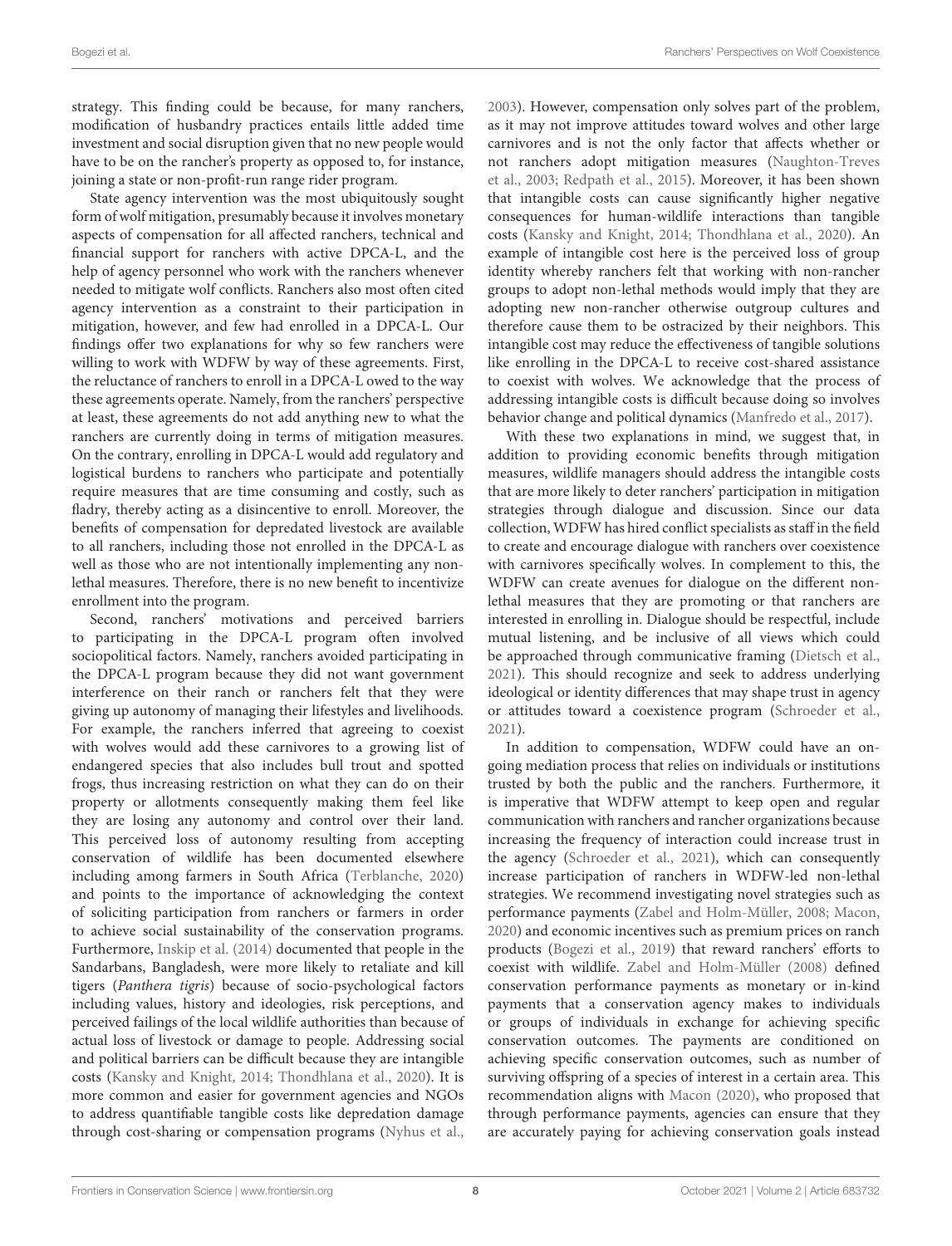strategy. This finding could be because, for many ranchers, modification of husbandry practices entails little added time investment and social disruption given that no new people would have to be on the rancher's property as opposed to, for instance, joining a state or non-profit-run range rider program.

State agency intervention was the most ubiquitously sought form of wolf mitigation, presumably because it involves monetary aspects of compensation for all affected ranchers, technical and financial support for ranchers with active DPCA-L, and the help of agency personnel who work with the ranchers whenever needed to mitigate wolf conflicts. Ranchers also most often cited agency intervention as a constraint to their participation in mitigation, however, and few had enrolled in a DPCA-L. Our findings offer two explanations for why so few ranchers were willing to work with WDFW by way of these agreements. First, the reluctance of ranchers to enroll in a DPCA-L owed to the way these agreements operate. Namely, from the ranchers' perspective at least, these agreements do not add anything new to what the ranchers are currently doing in terms of mitigation measures. On the contrary, enrolling in DPCA-L would add regulatory and logistical burdens to ranchers who participate and potentially require measures that are time consuming and costly, such as fladry, thereby acting as a disincentive to enroll. Moreover, the benefits of compensation for depredated livestock are available to all ranchers, including those not enrolled in the DPCA-L as well as those who are not intentionally implementing any non-lethal measures. Therefore, there is no new benefit to incentivize enrollment into the program.

Second, ranchers' motivations and perceived barriers to participating in the DPCA-L program often involved sociopolitical factors. Namely, ranchers avoided participating in the DPCA-L program because they did not want government interference on their ranch or ranchers felt that they were giving up autonomy of managing their lifestyles and livelihoods. For example, the ranchers inferred that agreeing to coexist with wolves would add these carnivores to a growing list of endangered species that also includes bull trout and spotted frogs, thus increasing restriction on what they can do on their property or allotments consequently making them feel like they are losing any autonomy and control over their land. This perceived loss of autonomy resulting from accepting conservation of wildlife has been documented elsewhere including among farmers in South Africa (Terblanche, 2020) and points to the importance of acknowledging the context of soliciting participation from ranchers or farmers in order to achieve social sustainability of the conservation programs. Furthermore, Inskip et al. (2014) documented that people in the Sandarbans, Bangladesh, were more likely to retaliate and kill tigers (*Panthera tigris*) because of socio-psychological factors including values, history and ideologies, risk perceptions, and perceived failings of the local wildlife authorities than because of actual loss of livestock or damage to people. Addressing social and political barriers can be difficult because they are intangible costs (Kansky and Knight, 2014; Thondhlana et al., 2020). It is more common and easier for government agencies and NGOs to address quantifiable tangible costs like depredation damage through cost-sharing or compensation programs (Nyhus et al., 2003). However, compensation only solves part of the problem, as it may not improve attitudes toward wolves and other large carnivores and is not the only factor that affects whether or not ranchers adopt mitigation measures (Naughton-Treves et al., 2003; Redpath et al., 2015). Moreover, it has been shown that intangible costs can cause significantly higher negative consequences for human-wildlife interactions than tangible costs (Kansky and Knight, 2014; Thondhlana et al., 2020). An example of intangible cost here is the perceived loss of group identity whereby ranchers felt that working with non-rancher groups to adopt non-lethal methods would imply that they are adopting new non-rancher otherwise outgroup cultures and therefore cause them to be ostracized by their neighbors. This intangible cost may reduce the effectiveness of tangible solutions like enrolling in the DPCA-L to receive cost-shared assistance to coexist with wolves. We acknowledge that the process of addressing intangible costs is difficult because doing so involves behavior change and political dynamics (Manfredo et al., 2017).

With these two explanations in mind, we suggest that, in addition to providing economic benefits through mitigation measures, wildlife managers should address the intangible costs that are more likely to deter ranchers' participation in mitigation strategies through dialogue and discussion. Since our data collection, WDFW has hired conflict specialists as staff in the field to create and encourage dialogue with ranchers over coexistence with carnivores specifically wolves. In complement to this, the WDFW can create avenues for dialogue on the different non-lethal measures that they are promoting or that ranchers are interested in enrolling in. Dialogue should be respectful, include mutual listening, and be inclusive of all views which could be approached through communicative framing (Dietsch et al., 2021). This should recognize and seek to address underlying ideological or identity differences that may shape trust in agency or attitudes toward a coexistence program (Schroeder et al., 2021).

In addition to compensation, WDFW could have an on-going mediation process that relies on individuals or institutions trusted by both the public and the ranchers. Furthermore, it is imperative that WDFW attempt to keep open and regular communication with ranchers and rancher organizations because increasing the frequency of interaction could increase trust in the agency (Schroeder et al., 2021), which can consequently increase participation of ranchers in WDFW-led non-lethal strategies. We recommend investigating novel strategies such as performance payments (Zabel and Holm-Müller, 2008; Macon, 2020) and economic incentives such as premium prices on ranch products (Bogezi et al., 2019) that reward ranchers' efforts to coexist with wildlife. Zabel and Holm-Müller (2008) defined conservation performance payments as monetary or in-kind payments that a conservation agency makes to individuals or groups of individuals in exchange for achieving specific conservation outcomes. The payments are conditioned on achieving specific conservation outcomes, such as number of surviving offspring of a species of interest in a certain area. This recommendation aligns with Macon (2020), who proposed that through performance payments, agencies can ensure that they are accurately paying for achieving conservation goals instead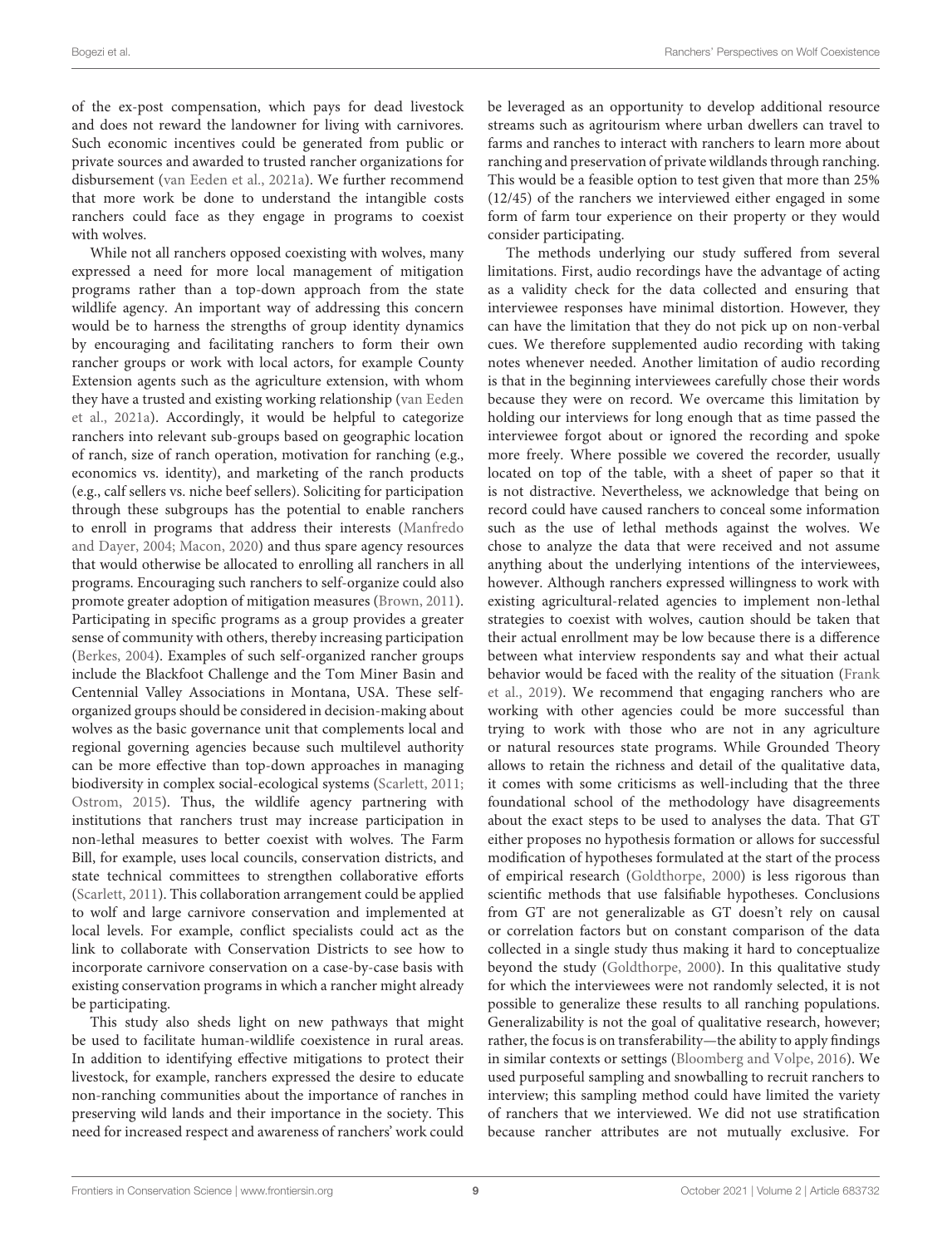of the ex-post compensation, which pays for dead livestock and does not reward the landowner for living with carnivores. Such economic incentives could be generated from public or private sources and awarded to trusted rancher organizations for disbursement (van Eeden et al., 2021a). We further recommend that more work be done to understand the intangible costs ranchers could face as they engage in programs to coexist with wolves.

While not all ranchers opposed coexisting with wolves, many expressed a need for more local management of mitigation programs rather than a top-down approach from the state wildlife agency. An important way of addressing this concern would be to harness the strengths of group identity dynamics by encouraging and facilitating ranchers to form their own rancher groups or work with local actors, for example County Extension agents such as the agriculture extension, with whom they have a trusted and existing working relationship (van Eeden et al., 2021a). Accordingly, it would be helpful to categorize ranchers into relevant sub-groups based on geographic location of ranch, size of ranch operation, motivation for ranching (e.g., economics vs. identity), and marketing of the ranch products (e.g., calf sellers vs. niche beef sellers). Soliciting for participation through these subgroups has the potential to enable ranchers to enroll in programs that address their interests (Manfredo and Dayer, 2004; Macon, 2020) and thus spare agency resources that would otherwise be allocated to enrolling all ranchers in all programs. Encouraging such ranchers to self-organize could also promote greater adoption of mitigation measures (Brown, 2011). Participating in specific programs as a group provides a greater sense of community with others, thereby increasing participation (Berkes, 2004). Examples of such self-organized rancher groups include the Blackfoot Challenge and the Tom Miner Basin and Centennial Valley Associations in Montana, USA. These self-organized groups should be considered in decision-making about wolves as the basic governance unit that complements local and regional governing agencies because such multilevel authority can be more effective than top-down approaches in managing biodiversity in complex social-ecological systems (Scarlett, 2011; Ostrom, 2015). Thus, the wildlife agency partnering with institutions that ranchers trust may increase participation in non-lethal measures to better coexist with wolves. The Farm Bill, for example, uses local councils, conservation districts, and state technical committees to strengthen collaborative efforts (Scarlett, 2011). This collaboration arrangement could be applied to wolf and large carnivore conservation and implemented at local levels. For example, conflict specialists could act as the link to collaborate with Conservation Districts to see how to incorporate carnivore conservation on a case-by-case basis with existing conservation programs in which a rancher might already be participating.

This study also sheds light on new pathways that might be used to facilitate human-wildlife coexistence in rural areas. In addition to identifying effective mitigations to protect their livestock, for example, ranchers expressed the desire to educate non-ranching communities about the importance of ranches in preserving wild lands and their importance in the society. This need for increased respect and awareness of ranchers' work could be leveraged as an opportunity to develop additional resource streams such as agritourism where urban dwellers can travel to farms and ranches to interact with ranchers to learn more about ranching and preservation of private wildlands through ranching. This would be a feasible option to test given that more than 25% (12/45) of the ranchers we interviewed either engaged in some form of farm tour experience on their property or they would consider participating.

The methods underlying our study suffered from several limitations. First, audio recordings have the advantage of acting as a validity check for the data collected and ensuring that interviewee responses have minimal distortion. However, they can have the limitation that they do not pick up on non-verbal cues. We therefore supplemented audio recording with taking notes whenever needed. Another limitation of audio recording is that in the beginning interviewees carefully chose their words because they were on record. We overcame this limitation by holding our interviews for long enough that as time passed the interviewee forgot about or ignored the recording and spoke more freely. Where possible we covered the recorder, usually located on top of the table, with a sheet of paper so that it is not distractive. Nevertheless, we acknowledge that being on record could have caused ranchers to conceal some information such as the use of lethal methods against the wolves. We chose to analyze the data that were received and not assume anything about the underlying intentions of the interviewees, however. Although ranchers expressed willingness to work with existing agricultural-related agencies to implement non-lethal strategies to coexist with wolves, caution should be taken that their actual enrollment may be low because there is a difference between what interview respondents say and what their actual behavior would be faced with the reality of the situation (Frank et al., 2019). We recommend that engaging ranchers who are working with other agencies could be more successful than trying to work with those who are not in any agriculture or natural resources state programs. While Grounded Theory allows to retain the richness and detail of the qualitative data, it comes with some criticisms as well-including that the three foundational school of the methodology have disagreements about the exact steps to be used to analyses the data. That GT either proposes no hypothesis formation or allows for successful modification of hypotheses formulated at the start of the process of empirical research (Goldthorpe, 2000) is less rigorous than scientific methods that use falsifiable hypotheses. Conclusions from GT are not generalizable as GT doesn't rely on causal or correlation factors but on constant comparison of the data collected in a single study thus making it hard to conceptualize beyond the study (Goldthorpe, 2000). In this qualitative study for which the interviewees were not randomly selected, it is not possible to generalize these results to all ranching populations. Generalizability is not the goal of qualitative research, however; rather, the focus is on transferability—the ability to apply findings in similar contexts or settings (Bloomberg and Volpe, 2016). We used purposeful sampling and snowballing to recruit ranchers to interview; this sampling method could have limited the variety of ranchers that we interviewed. We did not use stratification because rancher attributes are not mutually exclusive. For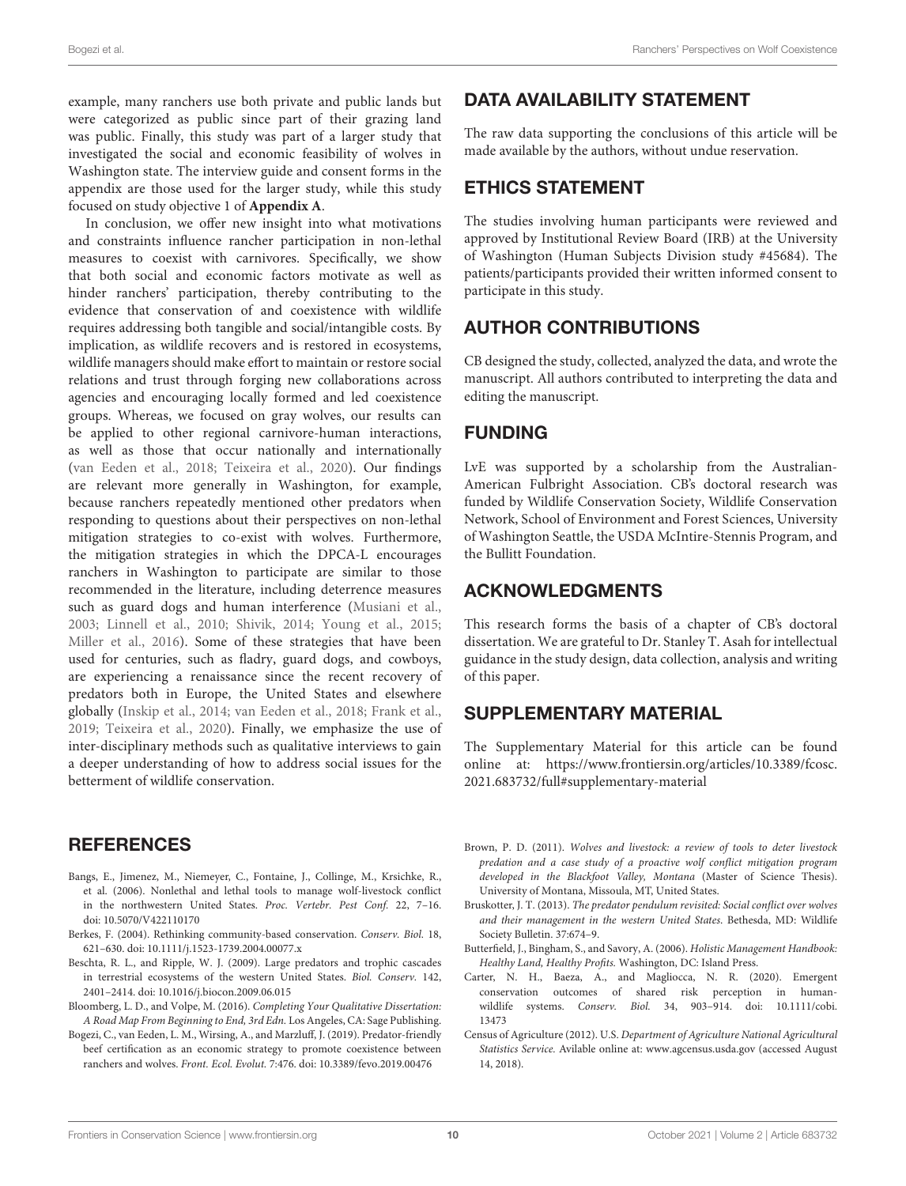example, many ranchers use both private and public lands but were categorized as public since part of their grazing land was public. Finally, this study was part of a larger study that investigated the social and economic feasibility of wolves in Washington state. The interview guide and consent forms in the appendix are those used for the larger study, while this study focused on study objective 1 of **Appendix A**.

In conclusion, we offer new insight into what motivations and constraints influence rancher participation in non-lethal measures to coexist with carnivores. Specifically, we show that both social and economic factors motivate as well as hinder ranchers' participation, thereby contributing to the evidence that conservation of and coexistence with wildlife requires addressing both tangible and social/intangible costs. By implication, as wildlife recovers and is restored in ecosystems, wildlife managers should make effort to maintain or restore social relations and trust through forging new collaborations across agencies and encouraging locally formed and led coexistence groups. Whereas, we focused on gray wolves, our results can be applied to other regional carnivore-human interactions, as well as those that occur nationally and internationally (van Eeden et al., 2018; Teixeira et al., 2020). Our findings are relevant more generally in Washington, for example, because ranchers repeatedly mentioned other predators when responding to questions about their perspectives on non-lethal mitigation strategies to co-exist with wolves. Furthermore, the mitigation strategies in which the DPCA-L encourages ranchers in Washington to participate are similar to those recommended in the literature, including deterrence measures such as guard dogs and human interference (Musiani et al., 2003; Linnell et al., 2010; Shivik, 2014; Young et al., 2015; Miller et al., 2016). Some of these strategies that have been used for centuries, such as fladry, guard dogs, and cowboys, are experiencing a renaissance since the recent recovery of predators both in Europe, the United States and elsewhere globally (Inskip et al., 2014; van Eeden et al., 2018; Frank et al., 2019; Teixeira et al., 2020). Finally, we emphasize the use of inter-disciplinary methods such as qualitative interviews to gain a deeper understanding of how to address social issues for the betterment of wildlife conservation.

## DATA AVAILABILITY STATEMENT

The raw data supporting the conclusions of this article will be made available by the authors, without undue reservation.

## ETHICS STATEMENT

The studies involving human participants were reviewed and approved by Institutional Review Board (IRB) at the University of Washington (Human Subjects Division study #45684). The patients/participants provided their written informed consent to participate in this study.

## AUTHOR CONTRIBUTIONS

CB designed the study, collected, analyzed the data, and wrote the manuscript. All authors contributed to interpreting the data and editing the manuscript.

## FUNDING

LvE was supported by a scholarship from the Australian-American Fulbright Association. CB's doctoral research was funded by Wildlife Conservation Society, Wildlife Conservation Network, School of Environment and Forest Sciences, University of Washington Seattle, the USDA McIntire-Stennis Program, and the Bullitt Foundation.

## ACKNOWLEDGMENTS

This research forms the basis of a chapter of CB's doctoral dissertation. We are grateful to Dr. Stanley T. Asah for intellectual guidance in the study design, data collection, analysis and writing of this paper.

## SUPPLEMENTARY MATERIAL

The Supplementary Material for this article can be found online at: https://www.frontiersin.org/articles/10.3389/fcosc.2021.683732/full#supplementary-material

## REFERENCES

Bangs, E., Jimenez, M., Niemeyer, C., Fontaine, J., Collinge, M., Krsichke, R., et al. (2006). Nonlethal and lethal tools to manage wolf-livestock conflict in the northwestern United States. *Proc. Vertebr. Pest Conf.* 22, 7–16. doi: 10.5070/V422110170

Berkes, F. (2004). Rethinking community-based conservation. *Conserv. Biol.* 18, 621–630. doi: 10.1111/j.1523-1739.2004.00077.x

Beschta, R. L., and Ripple, W. J. (2009). Large predators and trophic cascades in terrestrial ecosystems of the western United States. *Biol. Conserv.* 142, 2401–2414. doi: 10.1016/j.biocon.2009.06.015

Bloomberg, L. D., and Volpe, M. (2016). *Completing Your Qualitative Dissertation: A Road Map From Beginning to End, 3rd Edn.* Los Angeles, CA: Sage Publishing.

Bogezi, C., van Eeden, L. M., Wirsing, A., and Marzluff, J. (2019). Predator-friendly beef certification as an economic strategy to promote coexistence between ranchers and wolves. *Front. Ecol. Evolut.* 7:476. doi: 10.3389/fevo.2019.00476

Brown, P. D. (2011). *Wolves and livestock: a review of tools to deter livestock predation and a case study of a proactive wolf conflict mitigation program developed in the Blackfoot Valley, Montana* (Master of Science Thesis). University of Montana, Missoula, MT, United States.

Bruskotter, J. T. (2013). *The predator pendulum revisited: Social conflict over wolves and their management in the western United States*. Bethesda, MD: Wildlife Society Bulletin. 37:674–9.

Butterfield, J., Bingham, S., and Savory, A. (2006). *Holistic Management Handbook: Healthy Land, Healthy Profits.* Washington, DC: Island Press.

Carter, N. H., Baeza, A., and Magliocca, N. R. (2020). Emergent conservation outcomes of shared risk perception in human-wildlife systems. *Conserv. Biol.* 34, 903–914. doi: 10.1111/cobi.13473

Census of Agriculture (2012). U.S. *Department of Agriculture National Agricultural Statistics Service.* Avilable online at: www.agcensus.usda.gov (accessed August 14, 2018).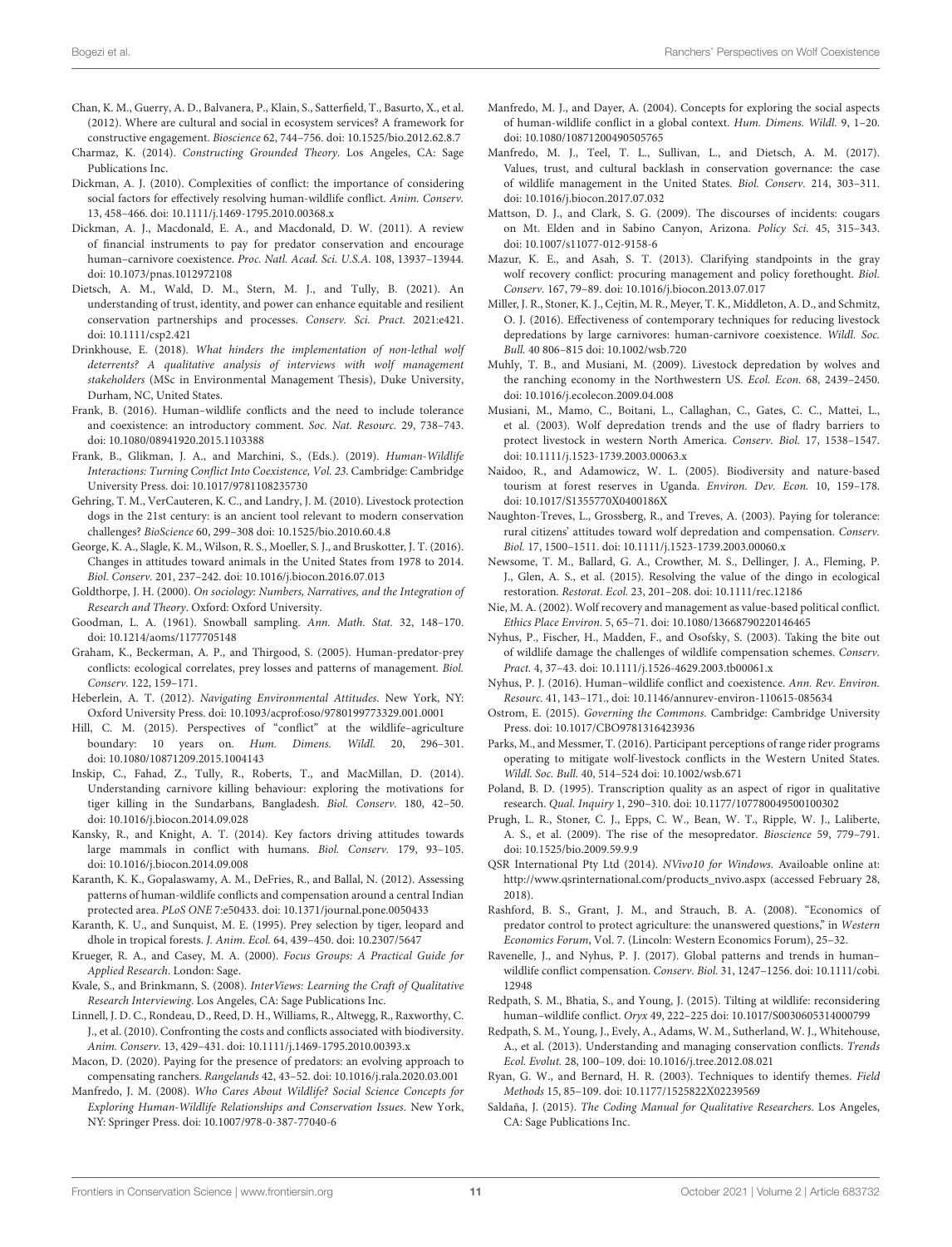Chan, K. M., Guerry, A. D., Balvanera, P., Klain, S., Satterfield, T., Basurto, X., et al. (2012). Where are cultural and social in ecosystem services? A framework for constructive engagement. *Bioscience* 62, 744–756. doi: 10.1525/bio.2012.62.8.7

Charmaz, K. (2014). *Constructing Grounded Theory*. Los Angeles, CA: Sage Publications Inc.

Dickman, A. J. (2010). Complexities of conflict: the importance of considering social factors for effectively resolving human-wildlife conflict. *Anim. Conserv.* 13, 458–466. doi: 10.1111/j.1469-1795.2010.00368.x

Dickman, A. J., Macdonald, E. A., and Macdonald, D. W. (2011). A review of financial instruments to pay for predator conservation and encourage human–carnivore coexistence. *Proc. Natl. Acad. Sci. U.S.A.* 108, 13937–13944. doi: 10.1073/pnas.1012972108

Dietsch, A. M., Wald, D. M., Stern, M. J., and Tully, B. (2021). An understanding of trust, identity, and power can enhance equitable and resilient conservation partnerships and processes. *Conserv. Sci. Pract.* 2021:e421. doi: 10.1111/csp2.421

Drinkhouse, E. (2018). *What hinders the implementation of non-lethal wolf deterrents? A qualitative analysis of interviews with wolf management stakeholders* (MSc in Environmental Management Thesis), Duke University, Durham, NC, United States.

Frank, B. (2016). Human–wildlife conflicts and the need to include tolerance and coexistence: an introductory comment. *Soc. Nat. Resourc.* 29, 738–743. doi: 10.1080/08941920.2015.1103388

Frank, B., Glikman, J. A., and Marchini, S., (Eds.). (2019). *Human-Wildlife Interactions: Turning Conflict Into Coexistence, Vol. 23*. Cambridge: Cambridge University Press. doi: 10.1017/9781108235730

Gehring, T. M., VerCauteren, K. C., and Landry, J. M. (2010). Livestock protection dogs in the 21st century: is an ancient tool relevant to modern conservation challenges? *BioScience* 60, 299–308 doi: 10.1525/bio.2010.60.4.8

George, K. A., Slagle, K. M., Wilson, R. S., Moeller, S. J., and Bruskotter, J. T. (2016). Changes in attitudes toward animals in the United States from 1978 to 2014. *Biol. Conserv.* 201, 237–242. doi: 10.1016/j.biocon.2016.07.013

Goldthorpe, J. H. (2000). *On sociology: Numbers, Narratives, and the Integration of Research and Theory*. Oxford: Oxford University.

Goodman, L. A. (1961). Snowball sampling. *Ann. Math. Stat.* 32, 148–170. doi: 10.1214/aoms/1177705148

Graham, K., Beckerman, A. P., and Thirgood, S. (2005). Human-predator-prey conflicts: ecological correlates, prey losses and patterns of management. *Biol. Conserv.* 122, 159–171.

Heberlein, A. T. (2012). *Navigating Environmental Attitudes*. New York, NY: Oxford University Press. doi: 10.1093/acprof:oso/9780199773329.001.0001

Hill, C. M. (2015). Perspectives of "conflict" at the wildlife–agriculture boundary: 10 years on. *Hum. Dimens. Wildl.* 20, 296–301. doi: 10.1080/10871209.2015.1004143

Inskip, C., Fahad, Z., Tully, R., Roberts, T., and MacMillan, D. (2014). Understanding carnivore killing behaviour: exploring the motivations for tiger killing in the Sundarbans, Bangladesh. *Biol. Conserv.* 180, 42–50. doi: 10.1016/j.biocon.2014.09.028

Kansky, R., and Knight, A. T. (2014). Key factors driving attitudes towards large mammals in conflict with humans. *Biol. Conserv.* 179, 93–105. doi: 10.1016/j.biocon.2014.09.008

Karanth, K. K., Gopalaswamy, A. M., DeFries, R., and Ballal, N. (2012). Assessing patterns of human-wildlife conflicts and compensation around a central Indian protected area. *PLoS ONE* 7:e50433. doi: 10.1371/journal.pone.0050433

Karanth, K. U., and Sunquist, M. E. (1995). Prey selection by tiger, leopard and dhole in tropical forests. *J. Anim. Ecol.* 64, 439–450. doi: 10.2307/5647

Krueger, R. A., and Casey, M. A. (2000). *Focus Groups: A Practical Guide for Applied Research*. London: Sage.

Kvale, S., and Brinkmann, S. (2008). *InterViews: Learning the Craft of Qualitative Research Interviewing*. Los Angeles, CA: Sage Publications Inc.

Linnell, J. D. C., Rondeau, D., Reed, D. H., Williams, R., Altwegg, R., Raxworthy, C. J., et al. (2010). Confronting the costs and conflicts associated with biodiversity. *Anim. Conserv.* 13, 429–431. doi: 10.1111/j.1469-1795.2010.00393.x

Macon, D. (2020). Paying for the presence of predators: an evolving approach to compensating ranchers. *Rangelands* 42, 43–52. doi: 10.1016/j.rala.2020.03.001

Manfredo, J. M. (2008). *Who Cares About Wildlife? Social Science Concepts for Exploring Human-Wildlife Relationships and Conservation Issues*. New York, NY: Springer Press. doi: 10.1007/978-0-387-77040-6

Manfredo, M. J., and Dayer, A. (2004). Concepts for exploring the social aspects of human-wildlife conflict in a global context. *Hum. Dimens. Wildl.* 9, 1–20. doi: 10.1080/10871200490505765

Manfredo, M. J., Teel, T. L., Sullivan, L., and Dietsch, A. M. (2017). Values, trust, and cultural backlash in conservation governance: the case of wildlife management in the United States. *Biol. Conserv.* 214, 303–311. doi: 10.1016/j.biocon.2017.07.032

Mattson, D. J., and Clark, S. G. (2009). The discourses of incidents: cougars on Mt. Elden and in Sabino Canyon, Arizona. *Policy Sci.* 45, 315–343. doi: 10.1007/s11077-012-9158-6

Mazur, K. E., and Asah, S. T. (2013). Clarifying standpoints in the gray wolf recovery conflict: procuring management and policy forethought. *Biol. Conserv.* 167, 79–89. doi: 10.1016/j.biocon.2013.07.017

Miller, J. R., Stoner, K. J., Cejtin, M. R., Meyer, T. K., Middleton, A. D., and Schmitz, O. J. (2016). Effectiveness of contemporary techniques for reducing livestock depredations by large carnivores: human-carnivore coexistence. *Wildl. Soc. Bull.* 40 806–815 doi: 10.1002/wsb.720

Muhly, T. B., and Musiani, M. (2009). Livestock depredation by wolves and the ranching economy in the Northwestern US. *Ecol. Econ.* 68, 2439–2450. doi: 10.1016/j.ecolecon.2009.04.008

Musiani, M., Mamo, C., Boitani, L., Callaghan, C., Gates, C. C., Mattei, L., et al. (2003). Wolf depredation trends and the use of fladry barriers to protect livestock in western North America. *Conserv. Biol.* 17, 1538–1547. doi: 10.1111/j.1523-1739.2003.00063.x

Naidoo, R., and Adamowicz, W. L. (2005). Biodiversity and nature-based tourism at forest reserves in Uganda. *Environ. Dev. Econ.* 10, 159–178. doi: 10.1017/S1355770X0400186X

Naughton-Treves, L., Grossberg, R., and Treves, A. (2003). Paying for tolerance: rural citizens' attitudes toward wolf depredation and compensation. *Conserv. Biol.* 17, 1500–1511. doi: 10.1111/j.1523-1739.2003.00060.x

Newsome, T. M., Ballard, G. A., Crowther, M. S., Dellinger, J. A., Fleming, P. J., Glen, A. S., et al. (2015). Resolving the value of the dingo in ecological restoration. *Restorat. Ecol.* 23, 201–208. doi: 10.1111/rec.12186

Nie, M. A. (2002). Wolf recovery and management as value-based political conflict. *Ethics Place Environ.* 5, 65–71. doi: 10.1080/13668790220146465

Nyhus, P., Fischer, H., Madden, F., and Osofsky, S. (2003). Taking the bite out of wildlife damage the challenges of wildlife compensation schemes. *Conserv. Pract.* 4, 37–43. doi: 10.1111/j.1526-4629.2003.tb00061.x

Nyhus, P. J. (2016). Human–wildlife conflict and coexistence. *Ann. Rev. Environ. Resourc.* 41, 143–171., doi: 10.1146/annurev-environ-110615-085634

Ostrom, E. (2015). *Governing the Commons*. Cambridge: Cambridge University Press. doi: 10.1017/CBO9781316423936

Parks, M., and Messmer, T. (2016). Participant perceptions of range rider programs operating to mitigate wolf-livestock conflicts in the Western United States. *Wildl. Soc. Bull.* 40, 514–524 doi: 10.1002/wsb.671

Poland, B. D. (1995). Transcription quality as an aspect of rigor in qualitative research. *Qual. Inquiry* 1, 290–310. doi: 10.1177/107780049500100302

Prugh, L. R., Stoner, C. J., Epps, C. W., Bean, W. T., Ripple, W. J., Laliberte, A. S., et al. (2009). The rise of the mesopredator. *Bioscience* 59, 779–791. doi: 10.1525/bio.2009.59.9.9

QSR International Pty Ltd (2014). *NVivo10 for Windows*. Availoable online at: http://www.qsrinternational.com/products_nvivo.aspx (accessed February 28, 2018).

Rashford, B. S., Grant, J. M., and Strauch, B. A. (2008). "Economics of predator control to protect agriculture: the unanswered questions," in *Western Economics Forum*, Vol. 7. (Lincoln: Western Economics Forum), 25–32.

Ravenelle, J., and Nyhus, P. J. (2017). Global patterns and trends in human–wildlife conflict compensation. *Conserv. Biol.* 31, 1247–1256. doi: 10.1111/cobi.12948

Redpath, S. M., Bhatia, S., and Young, J. (2015). Tilting at wildlife: reconsidering human–wildlife conflict. *Oryx* 49, 222–225 doi: 10.1017/S0030605314000799

Redpath, S. M., Young, J., Evely, A., Adams, W. M., Sutherland, W. J., Whitehouse, A., et al. (2013). Understanding and managing conservation conflicts. *Trends Ecol. Evolut.* 28, 100–109. doi: 10.1016/j.tree.2012.08.021

Ryan, G. W., and Bernard, H. R. (2003). Techniques to identify themes. *Field Methods* 15, 85–109. doi: 10.1177/1525822X02239569

Saldaña, J. (2015). *The Coding Manual for Qualitative Researchers*. Los Angeles, CA: Sage Publications Inc.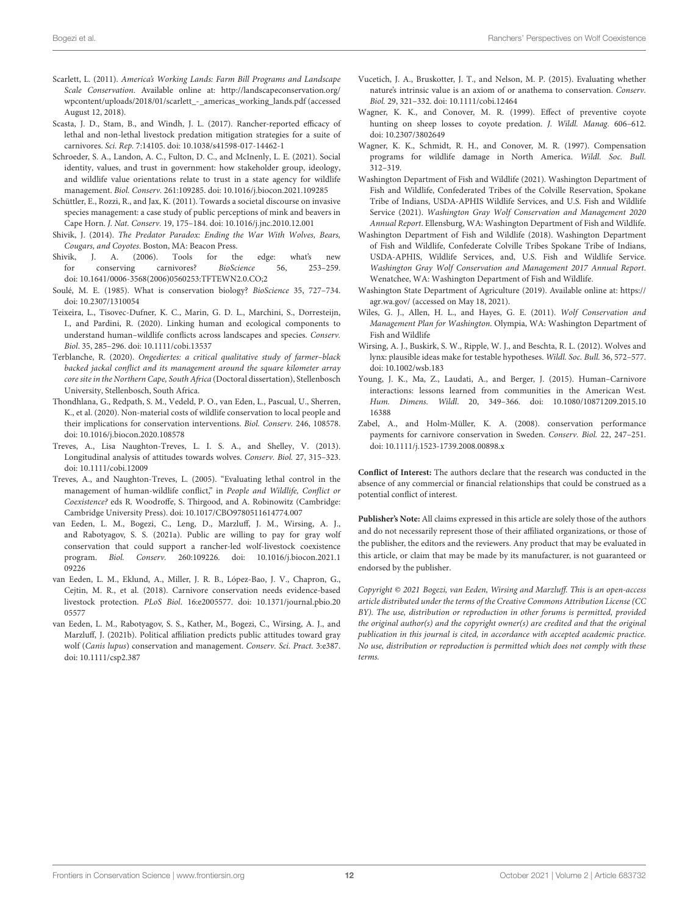Scarlett, L. (2011). *America's Working Lands: Farm Bill Programs and Landscape Scale Conservation*. Available online at: http://landscapeconservation.org/wpcontent/uploads/2018/01/scarlett_-_americas_working_lands.pdf (accessed August 12, 2018).

Scasta, J. D., Stam, B., and Windh, J. L. (2017). Rancher-reported efficacy of lethal and non-lethal livestock predation mitigation strategies for a suite of carnivores. *Sci. Rep.* 7:14105. doi: 10.1038/s41598-017-14462-1

Schroeder, S. A., Landon, A. C., Fulton, D. C., and McInenly, L. E. (2021). Social identity, values, and trust in government: how stakeholder group, ideology, and wildlife value orientations relate to trust in a state agency for wildlife management. *Biol. Conserv.* 261:109285. doi: 10.1016/j.biocon.2021.109285

Schüttler, E., Rozzi, R., and Jax, K. (2011). Towards a societal discourse on invasive species management: a case study of public perceptions of mink and beavers in Cape Horn. *J. Nat. Conserv.* 19, 175–184. doi: 10.1016/j.jnc.2010.12.001

Shivik, J. (2014). *The Predator Paradox: Ending the War With Wolves, Bears, Cougars, and Coyotes*. Boston, MA: Beacon Press.

Shivik, J. A. (2006). Tools for the edge: what's new for conserving carnivores? *BioScience* 56, 253–259. doi: 10.1641/0006-3568(2006)0560253:TFTEWN2.0.CO;2

Soulé, M. E. (1985). What is conservation biology? *BioScience* 35, 727–734. doi: 10.2307/1310054

Teixeira, L., Tisovec-Dufner, K. C., Marin, G. D. L., Marchini, S., Dorresteijn, I., and Pardini, R. (2020). Linking human and ecological components to understand human–wildlife conflicts across landscapes and species. *Conserv. Biol*. 35, 285–296. doi: 10.1111/cobi.13537

Terblanche, R. (2020). *Ongediertes: a critical qualitative study of farmer–black backed jackal conflict and its management around the square kilometer array core site in the Northern Cape, South Africa* (Doctoral dissertation), Stellenbosch University, Stellenbosch, South Africa.

Thondhlana, G., Redpath, S. M., Vedeld, P. O., van Eden, L., Pascual, U., Sherren, K., et al. (2020). Non-material costs of wildlife conservation to local people and their implications for conservation interventions. *Biol. Conserv.* 246, 108578. doi: 10.1016/j.biocon.2020.108578

Treves, A., Lisa Naughton-Treves, L. I. S. A., and Shelley, V. (2013). Longitudinal analysis of attitudes towards wolves. *Conserv. Biol.* 27, 315–323. doi: 10.1111/cobi.12009

Treves, A., and Naughton-Treves, L. (2005). "Evaluating lethal control in the management of human-wildlife conflict," in *People and Wildlife, Conflict or Coexistence?* eds R. Woodroffe, S. Thirgood, and A. Robinowitz (Cambridge: Cambridge University Press). doi: 10.1017/CBO9780511614774.007

van Eeden, L. M., Bogezi, C., Leng, D., Marzluff, J. M., Wirsing, A. J., and Rabotyagov, S. S. (2021a). Public are willing to pay for gray wolf conservation that could support a rancher-led wolf-livestock coexistence program. *Biol. Conserv.* 260:109226. doi: 10.1016/j.biocon.2021.109226

van Eeden, L. M., Eklund, A., Miller, J. R. B., López-Bao, J. V., Chapron, G., Cejtin, M. R., et al. (2018). Carnivore conservation needs evidence-based livestock protection. *PLoS Biol*. 16:e2005577. doi: 10.1371/journal.pbio.2005577

van Eeden, L. M., Rabotyagov, S. S., Kather, M., Bogezi, C., Wirsing, A. J., and Marzluff, J. (2021b). Political affiliation predicts public attitudes toward gray wolf (*Canis lupus*) conservation and management. *Conserv. Sci. Pract.* 3:e387. doi: 10.1111/csp2.387

Vucetich, J. A., Bruskotter, J. T., and Nelson, M. P. (2015). Evaluating whether nature's intrinsic value is an axiom of or anathema to conservation. *Conserv. Biol.* 29, 321–332. doi: 10.1111/cobi.12464

Wagner, K. K., and Conover, M. R. (1999). Effect of preventive coyote hunting on sheep losses to coyote predation. *J. Wildl. Manag.* 606–612. doi: 10.2307/3802649

Wagner, K. K., Schmidt, R. H., and Conover, M. R. (1997). Compensation programs for wildlife damage in North America. *Wildl. Soc. Bull.* 312–319.

Washington Department of Fish and Wildlife (2021). Washington Department of Fish and Wildlife, Confederated Tribes of the Colville Reservation, Spokane Tribe of Indians, USDA-APHIS Wildlife Services, and U.S. Fish and Wildlife Service (2021). *Washington Gray Wolf Conservation and Management 2020 Annual Report*. Ellensburg, WA: Washington Department of Fish and Wildlife.

Washington Department of Fish and Wildlife (2018). Washington Department of Fish and Wildlife, Confederate Colville Tribes Spokane Tribe of Indians, USDA-APHIS, Wildlife Services, and, U.S. Fish and Wildlife Service. *Washington Gray Wolf Conservation and Management 2017 Annual Report*. Wenatchee, WA: Washington Department of Fish and Wildlife.

Washington State Department of Agriculture (2019). Available online at: https://agr.wa.gov/ (accessed on May 18, 2021).

Wiles, G. J., Allen, H. L., and Hayes, G. E. (2011). *Wolf Conservation and Management Plan for Washington*. Olympia, WA: Washington Department of Fish and Wildlife

Wirsing, A. J., Buskirk, S. W., Ripple, W. J., and Beschta, R. L. (2012). Wolves and lynx: plausible ideas make for testable hypotheses. *Wildl. Soc. Bull.* 36, 572–577. doi: 10.1002/wsb.183

Young, J. K., Ma, Z., Laudati, A., and Berger, J. (2015). Human–Carnivore interactions: lessons learned from communities in the American West. *Hum. Dimens. Wildl*. 20, 349–366. doi: 10.1080/10871209.2015.1016388

Zabel, A., and Holm-Müller, K. A. (2008). conservation performance payments for carnivore conservation in Sweden. *Conserv. Biol.* 22, 247–251. doi: 10.1111/j.1523-1739.2008.00898.x

**Conflict of Interest:** The authors declare that the research was conducted in the absence of any commercial or financial relationships that could be construed as a potential conflict of interest.

**Publisher's Note:** All claims expressed in this article are solely those of the authors and do not necessarily represent those of their affiliated organizations, or those of the publisher, the editors and the reviewers. Any product that may be evaluated in this article, or claim that may be made by its manufacturer, is not guaranteed or endorsed by the publisher.

*Copyright © 2021 Bogezi, van Eeden, Wirsing and Marzluff. This is an open-access article distributed under the terms of the Creative Commons Attribution License (CC BY). The use, distribution or reproduction in other forums is permitted, provided the original author(s) and the copyright owner(s) are credited and that the original publication in this journal is cited, in accordance with accepted academic practice. No use, distribution or reproduction is permitted which does not comply with these terms.*